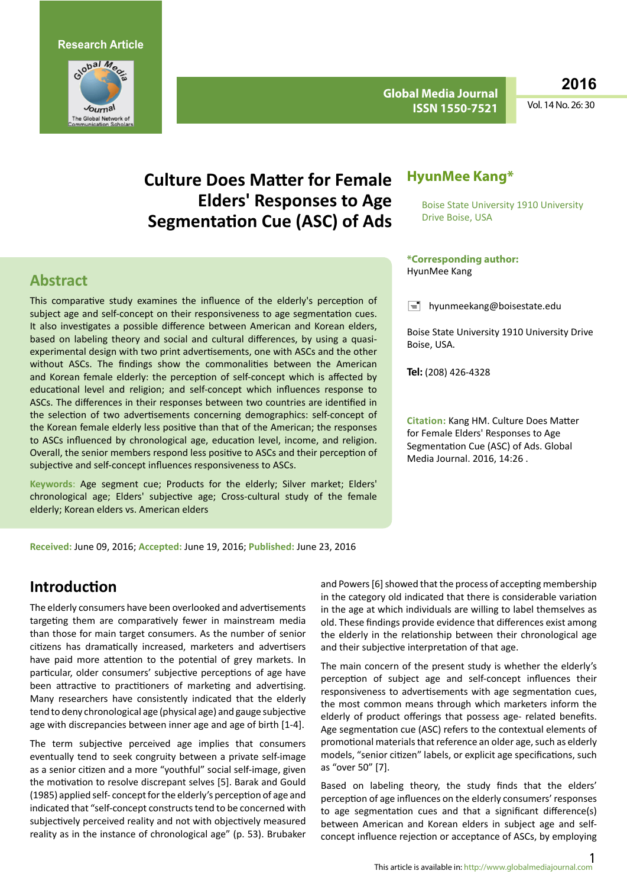Research Article

# Culture Does Matter for Female Elders' Responses to Age Segmentation Cue (ASC) of Ads

## HyunMee Kang*

Boise State University 1910 University Drive Boise, USA

**\*Corresponding author:** HyunMee Kang

hyunmeekang@boisestate.edu

Boise State University 1910 University Drive Boise, USA.

**Tel:** (208) 426-4328

**Citation:** Kang HM. Culture Does Matter for Female Elders' Responses to Age Segmentation Cue (ASC) of Ads. Global Media Journal. 2016, 14:26 .

## Abstract

This comparative study examines the influence of the elderly's perception of subject age and self-concept on their responsiveness to age segmentation cues. It also investigates a possible difference between American and Korean elders, based on labeling theory and social and cultural differences, by using a quasi-experimental design with two print advertisements, one with ASCs and the other without ASCs. The findings show the commonalities between the American and Korean female elderly: the perception of self-concept which is affected by educational level and religion; and self-concept which influences response to ASCs. The differences in their responses between two countries are identified in the selection of two advertisements concerning demographics: self-concept of the Korean female elderly less positive than that of the American; the responses to ASCs influenced by chronological age, education level, income, and religion. Overall, the senior members respond less positive to ASCs and their perception of subjective and self-concept influences responsiveness to ASCs.

**Keywords:** Age segment cue; Products for the elderly; Silver market; Elders' chronological age; Elders' subjective age; Cross-cultural study of the female elderly; Korean elders vs. American elders

**Received:** June 09, 2016; **Accepted:** June 19, 2016; **Published:** June 23, 2016

## Introduction

The elderly consumers have been overlooked and advertisements targeting them are comparatively fewer in mainstream media than those for main target consumers. As the number of senior citizens has dramatically increased, marketers and advertisers have paid more attention to the potential of grey markets. In particular, older consumers' subjective perceptions of age have been attractive to practitioners of marketing and advertising. Many researchers have consistently indicated that the elderly tend to deny chronological age (physical age) and gauge subjective age with discrepancies between inner age and age of birth [1-4].

The term subjective perceived age implies that consumers eventually tend to seek congruity between a private self-image as a senior citizen and a more "youthful" social self-image, given the motivation to resolve discrepant selves [5]. Barak and Gould (1985) applied self- concept for the elderly's perception of age and indicated that "self-concept constructs tend to be concerned with subjectively perceived reality and not with objectively measured reality as in the instance of chronological age" (p. 53). Brubaker and Powers [6] showed that the process of accepting membership in the category old indicated that there is considerable variation in the age at which individuals are willing to label themselves as old. These findings provide evidence that differences exist among the elderly in the relationship between their chronological age and their subjective interpretation of that age.

The main concern of the present study is whether the elderly's perception of subject age and self-concept influences their responsiveness to advertisements with age segmentation cues, the most common means through which marketers inform the elderly of product offerings that possess age- related benefits. Age segmentation cue (ASC) refers to the contextual elements of promotional materials that reference an older age, such as elderly models, "senior citizen" labels, or explicit age specifications, such as "over 50" [7].

Based on labeling theory, the study finds that the elders' perception of age influences on the elderly consumers' responses to age segmentation cues and that a significant difference(s) between American and Korean elders in subject age and self-concept influence rejection or acceptance of ASCs, by employing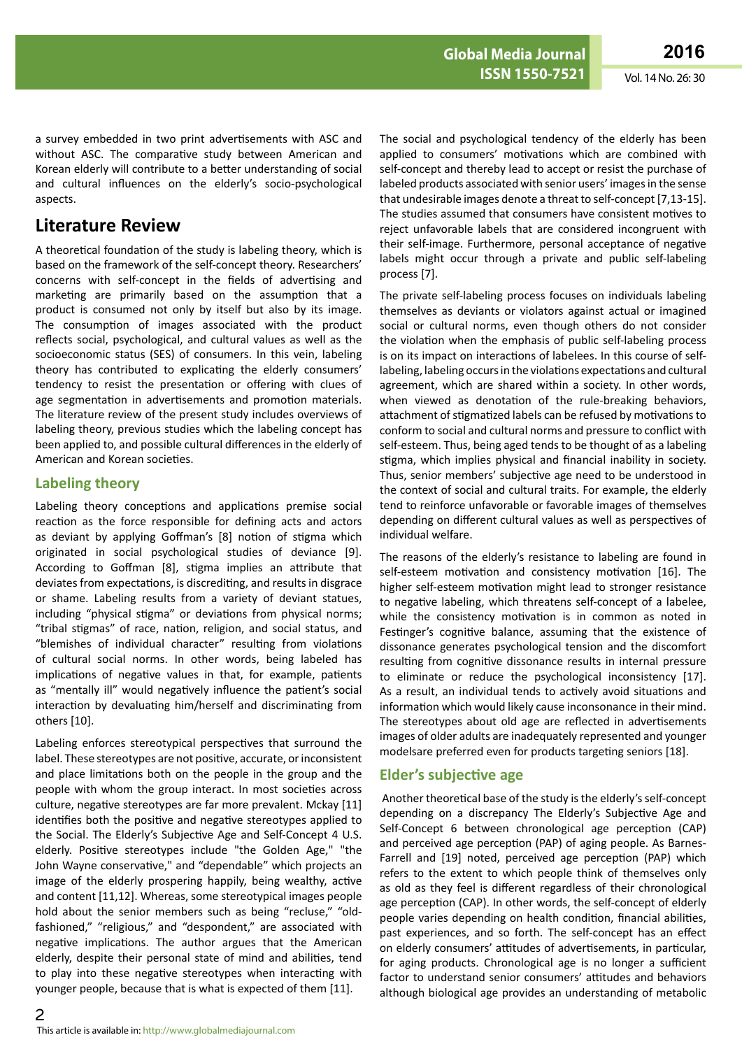a survey embedded in two print advertisements with ASC and without ASC. The comparative study between American and Korean elderly will contribute to a better understanding of social and cultural influences on the elderly's socio-psychological aspects.

## Literature Review

A theoretical foundation of the study is labeling theory, which is based on the framework of the self-concept theory. Researchers' concerns with self-concept in the fields of advertising and marketing are primarily based on the assumption that a product is consumed not only by itself but also by its image. The consumption of images associated with the product reflects social, psychological, and cultural values as well as the socioeconomic status (SES) of consumers. In this vein, labeling theory has contributed to explicating the elderly consumers' tendency to resist the presentation or offering with clues of age segmentation in advertisements and promotion materials. The literature review of the present study includes overviews of labeling theory, previous studies which the labeling concept has been applied to, and possible cultural differences in the elderly of American and Korean societies.

### Labeling theory

Labeling theory conceptions and applications premise social reaction as the force responsible for defining acts and actors as deviant by applying Goffman's [8] notion of stigma which originated in social psychological studies of deviance [9]. According to Goffman [8], stigma implies an attribute that deviates from expectations, is discrediting, and results in disgrace or shame. Labeling results from a variety of deviant statues, including "physical stigma" or deviations from physical norms; "tribal stigmas" of race, nation, religion, and social status, and "blemishes of individual character" resulting from violations of cultural social norms. In other words, being labeled has implications of negative values in that, for example, patients as "mentally ill" would negatively influence the patient's social interaction by devaluating him/herself and discriminating from others [10].

Labeling enforces stereotypical perspectives that surround the label. These stereotypes are not positive, accurate, or inconsistent and place limitations both on the people in the group and the people with whom the group interact. In most societies across culture, negative stereotypes are far more prevalent. Mckay [11] identifies both the positive and negative stereotypes applied to the Social. The Elderly's Subjective Age and Self-Concept 4 U.S. elderly. Positive stereotypes include "the Golden Age," "the John Wayne conservative," and "dependable" which projects an image of the elderly prospering happily, being wealthy, active and content [11,12]. Whereas, some stereotypical images people hold about the senior members such as being "recluse," "old-fashioned," "religious," and "despondent," are associated with negative implications. The author argues that the American elderly, despite their personal state of mind and abilities, tend to play into these negative stereotypes when interacting with younger people, because that is what is expected of them [11].

The social and psychological tendency of the elderly has been applied to consumers' motivations which are combined with self-concept and thereby lead to accept or resist the purchase of labeled products associated with senior users' images in the sense that undesirable images denote a threat to self-concept [7,13-15]. The studies assumed that consumers have consistent motives to reject unfavorable labels that are considered incongruent with their self-image. Furthermore, personal acceptance of negative labels might occur through a private and public self-labeling process [7].

The private self-labeling process focuses on individuals labeling themselves as deviants or violators against actual or imagined social or cultural norms, even though others do not consider the violation when the emphasis of public self-labeling process is on its impact on interactions of labelees. In this course of self-labeling, labeling occurs in the violations expectations and cultural agreement, which are shared within a society. In other words, when viewed as denotation of the rule-breaking behaviors, attachment of stigmatized labels can be refused by motivations to conform to social and cultural norms and pressure to conflict with self-esteem. Thus, being aged tends to be thought of as a labeling stigma, which implies physical and financial inability in society. Thus, senior members' subjective age need to be understood in the context of social and cultural traits. For example, the elderly tend to reinforce unfavorable or favorable images of themselves depending on different cultural values as well as perspectives of individual welfare.

The reasons of the elderly's resistance to labeling are found in self-esteem motivation and consistency motivation [16]. The higher self-esteem motivation might lead to stronger resistance to negative labeling, which threatens self-concept of a labelee, while the consistency motivation is in common as noted in Festinger's cognitive balance, assuming that the existence of dissonance generates psychological tension and the discomfort resulting from cognitive dissonance results in internal pressure to eliminate or reduce the psychological inconsistency [17]. As a result, an individual tends to actively avoid situations and information which would likely cause inconsonance in their mind. The stereotypes about old age are reflected in advertisements images of older adults are inadequately represented and younger modelsare preferred even for products targeting seniors [18].

### Elder's subjective age

Another theoretical base of the study is the elderly's self-concept depending on a discrepancy The Elderly's Subjective Age and Self-Concept 6 between chronological age perception (CAP) and perceived age perception (PAP) of aging people. As Barnes-Farrell and [19] noted, perceived age perception (PAP) which refers to the extent to which people think of themselves only as old as they feel is different regardless of their chronological age perception (CAP). In other words, the self-concept of elderly people varies depending on health condition, financial abilities, past experiences, and so forth. The self-concept has an effect on elderly consumers' attitudes of advertisements, in particular, for aging products. Chronological age is no longer a sufficient factor to understand senior consumers' attitudes and behaviors although biological age provides an understanding of metabolic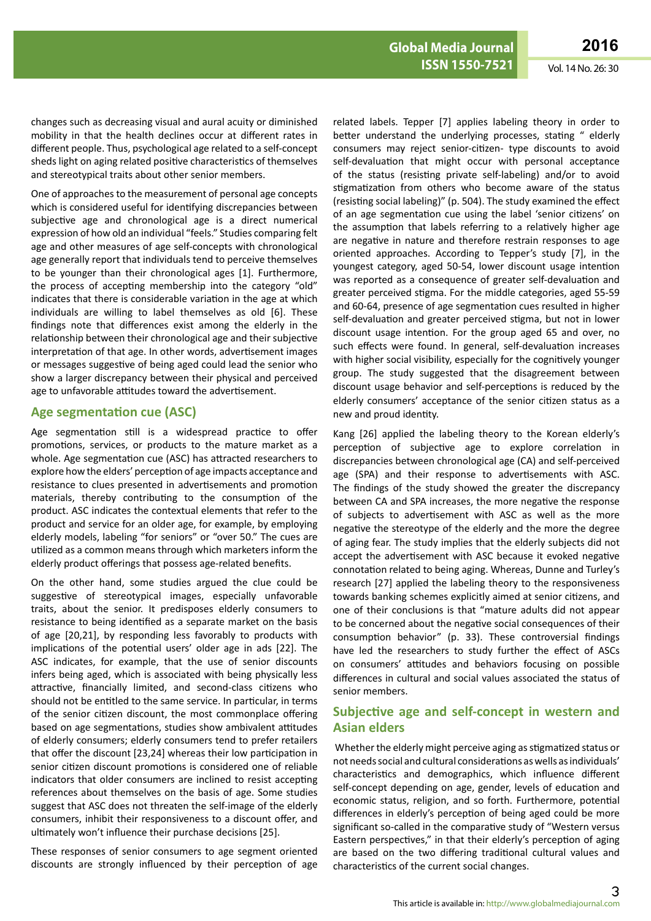changes such as decreasing visual and aural acuity or diminished mobility in that the health declines occur at different rates in different people. Thus, psychological age related to a self-concept sheds light on aging related positive characteristics of themselves and stereotypical traits about other senior members.

One of approaches to the measurement of personal age concepts which is considered useful for identifying discrepancies between subjective age and chronological age is a direct numerical expression of how old an individual "feels." Studies comparing felt age and other measures of age self-concepts with chronological age generally report that individuals tend to perceive themselves to be younger than their chronological ages [1]. Furthermore, the process of accepting membership into the category "old" indicates that there is considerable variation in the age at which individuals are willing to label themselves as old [6]. These findings note that differences exist among the elderly in the relationship between their chronological age and their subjective interpretation of that age. In other words, advertisement images or messages suggestive of being aged could lead the senior who show a larger discrepancy between their physical and perceived age to unfavorable attitudes toward the advertisement.

## Age segmentation cue (ASC)

Age segmentation still is a widespread practice to offer promotions, services, or products to the mature market as a whole. Age segmentation cue (ASC) has attracted researchers to explore how the elders' perception of age impacts acceptance and resistance to clues presented in advertisements and promotion materials, thereby contributing to the consumption of the product. ASC indicates the contextual elements that refer to the product and service for an older age, for example, by employing elderly models, labeling "for seniors" or "over 50." The cues are utilized as a common means through which marketers inform the elderly product offerings that possess age-related benefits.

On the other hand, some studies argued the clue could be suggestive of stereotypical images, especially unfavorable traits, about the senior. It predisposes elderly consumers to resistance to being identified as a separate market on the basis of age [20,21], by responding less favorably to products with implications of the potential users' older age in ads [22]. The ASC indicates, for example, that the use of senior discounts infers being aged, which is associated with being physically less attractive, financially limited, and second-class citizens who should not be entitled to the same service. In particular, in terms of the senior citizen discount, the most commonplace offering based on age segmentations, studies show ambivalent attitudes of elderly consumers; elderly consumers tend to prefer retailers that offer the discount [23,24] whereas their low participation in senior citizen discount promotions is considered one of reliable indicators that older consumers are inclined to resist accepting references about themselves on the basis of age. Some studies suggest that ASC does not threaten the self-image of the elderly consumers, inhibit their responsiveness to a discount offer, and ultimately won't influence their purchase decisions [25].

These responses of senior consumers to age segment oriented discounts are strongly influenced by their perception of age related labels. Tepper [7] applies labeling theory in order to better understand the underlying processes, stating " elderly consumers may reject senior-citizen- type discounts to avoid self-devaluation that might occur with personal acceptance of the status (resisting private self-labeling) and/or to avoid stigmatization from others who become aware of the status (resisting social labeling)" (p. 504). The study examined the effect of an age segmentation cue using the label 'senior citizens' on the assumption that labels referring to a relatively higher age are negative in nature and therefore restrain responses to age oriented approaches. According to Tepper's study [7], in the youngest category, aged 50-54, lower discount usage intention was reported as a consequence of greater self-devaluation and greater perceived stigma. For the middle categories, aged 55-59 and 60-64, presence of age segmentation cues resulted in higher self-devaluation and greater perceived stigma, but not in lower discount usage intention. For the group aged 65 and over, no such effects were found. In general, self-devaluation increases with higher social visibility, especially for the cognitively younger group. The study suggested that the disagreement between discount usage behavior and self-perceptions is reduced by the elderly consumers' acceptance of the senior citizen status as a new and proud identity.

Kang [26] applied the labeling theory to the Korean elderly's perception of subjective age to explore correlation in discrepancies between chronological age (CA) and self-perceived age (SPA) and their response to advertisements with ASC. The findings of the study showed the greater the discrepancy between CA and SPA increases, the more negative the response of subjects to advertisement with ASC as well as the more negative the stereotype of the elderly and the more the degree of aging fear. The study implies that the elderly subjects did not accept the advertisement with ASC because it evoked negative connotation related to being aging. Whereas, Dunne and Turley's research [27] applied the labeling theory to the responsiveness towards banking schemes explicitly aimed at senior citizens, and one of their conclusions is that "mature adults did not appear to be concerned about the negative social consequences of their consumption behavior" (p. 33). These controversial findings have led the researchers to study further the effect of ASCs on consumers' attitudes and behaviors focusing on possible differences in cultural and social values associated the status of senior members.

## Subjective age and self-concept in western and Asian elders

Whether the elderly might perceive aging as stigmatized status or not needs social and cultural considerations as wells as individuals' characteristics and demographics, which influence different self-concept depending on age, gender, levels of education and economic status, religion, and so forth. Furthermore, potential differences in elderly's perception of being aged could be more significant so-called in the comparative study of "Western versus Eastern perspectives," in that their elderly's perception of aging are based on the two differing traditional cultural values and characteristics of the current social changes.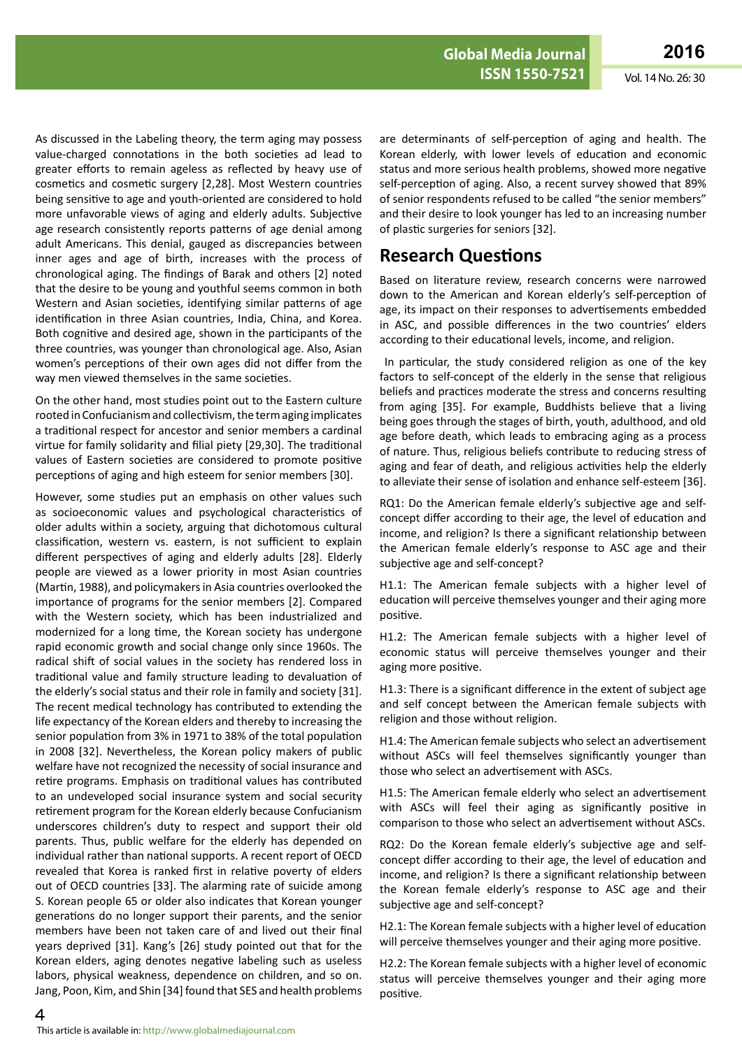As discussed in the Labeling theory, the term aging may possess value-charged connotations in the both societies ad lead to greater efforts to remain ageless as reflected by heavy use of cosmetics and cosmetic surgery [2,28]. Most Western countries being sensitive to age and youth-oriented are considered to hold more unfavorable views of aging and elderly adults. Subjective age research consistently reports patterns of age denial among adult Americans. This denial, gauged as discrepancies between inner ages and age of birth, increases with the process of chronological aging. The findings of Barak and others [2] noted that the desire to be young and youthful seems common in both Western and Asian societies, identifying similar patterns of age identification in three Asian countries, India, China, and Korea. Both cognitive and desired age, shown in the participants of the three countries, was younger than chronological age. Also, Asian women's perceptions of their own ages did not differ from the way men viewed themselves in the same societies.

On the other hand, most studies point out to the Eastern culture rooted in Confucianism and collectivism, the term aging implicates a traditional respect for ancestor and senior members a cardinal virtue for family solidarity and filial piety [29,30]. The traditional values of Eastern societies are considered to promote positive perceptions of aging and high esteem for senior members [30].

However, some studies put an emphasis on other values such as socioeconomic values and psychological characteristics of older adults within a society, arguing that dichotomous cultural classification, western vs. eastern, is not sufficient to explain different perspectives of aging and elderly adults [28]. Elderly people are viewed as a lower priority in most Asian countries (Martin, 1988), and policymakers in Asia countries overlooked the importance of programs for the senior members [2]. Compared with the Western society, which has been industrialized and modernized for a long time, the Korean society has undergone rapid economic growth and social change only since 1960s. The radical shift of social values in the society has rendered loss in traditional value and family structure leading to devaluation of the elderly's social status and their role in family and society [31]. The recent medical technology has contributed to extending the life expectancy of the Korean elders and thereby to increasing the senior population from 3% in 1971 to 38% of the total population in 2008 [32]. Nevertheless, the Korean policy makers of public welfare have not recognized the necessity of social insurance and retire programs. Emphasis on traditional values has contributed to an undeveloped social insurance system and social security retirement program for the Korean elderly because Confucianism underscores children's duty to respect and support their old parents. Thus, public welfare for the elderly has depended on individual rather than national supports. A recent report of OECD revealed that Korea is ranked first in relative poverty of elders out of OECD countries [33]. The alarming rate of suicide among S. Korean people 65 or older also indicates that Korean younger generations do no longer support their parents, and the senior members have been not taken care of and lived out their final years deprived [31]. Kang's [26] study pointed out that for the Korean elders, aging denotes negative labeling such as useless labors, physical weakness, dependence on children, and so on. Jang, Poon, Kim, and Shin [34] found that SES and health problems are determinants of self-perception of aging and health. The Korean elderly, with lower levels of education and economic status and more serious health problems, showed more negative self-perception of aging. Also, a recent survey showed that 89% of senior respondents refused to be called "the senior members" and their desire to look younger has led to an increasing number of plastic surgeries for seniors [32].

## Research Questions

Based on literature review, research concerns were narrowed down to the American and Korean elderly's self-perception of age, its impact on their responses to advertisements embedded in ASC, and possible differences in the two countries' elders according to their educational levels, income, and religion.

In particular, the study considered religion as one of the key factors to self-concept of the elderly in the sense that religious beliefs and practices moderate the stress and concerns resulting from aging [35]. For example, Buddhists believe that a living being goes through the stages of birth, youth, adulthood, and old age before death, which leads to embracing aging as a process of nature. Thus, religious beliefs contribute to reducing stress of aging and fear of death, and religious activities help the elderly to alleviate their sense of isolation and enhance self-esteem [36].

RQ1: Do the American female elderly's subjective age and self-concept differ according to their age, the level of education and income, and religion? Is there a significant relationship between the American female elderly's response to ASC age and their subjective age and self-concept?

H1.1: The American female subjects with a higher level of education will perceive themselves younger and their aging more positive.

H1.2: The American female subjects with a higher level of economic status will perceive themselves younger and their aging more positive.

H1.3: There is a significant difference in the extent of subject age and self concept between the American female subjects with religion and those without religion.

H1.4: The American female subjects who select an advertisement without ASCs will feel themselves significantly younger than those who select an advertisement with ASCs.

H1.5: The American female elderly who select an advertisement with ASCs will feel their aging as significantly positive in comparison to those who select an advertisement without ASCs.

RQ2: Do the Korean female elderly's subjective age and self-concept differ according to their age, the level of education and income, and religion? Is there a significant relationship between the Korean female elderly's response to ASC age and their subjective age and self-concept?

H2.1: The Korean female subjects with a higher level of education will perceive themselves younger and their aging more positive.

H2.2: The Korean female subjects with a higher level of economic status will perceive themselves younger and their aging more positive.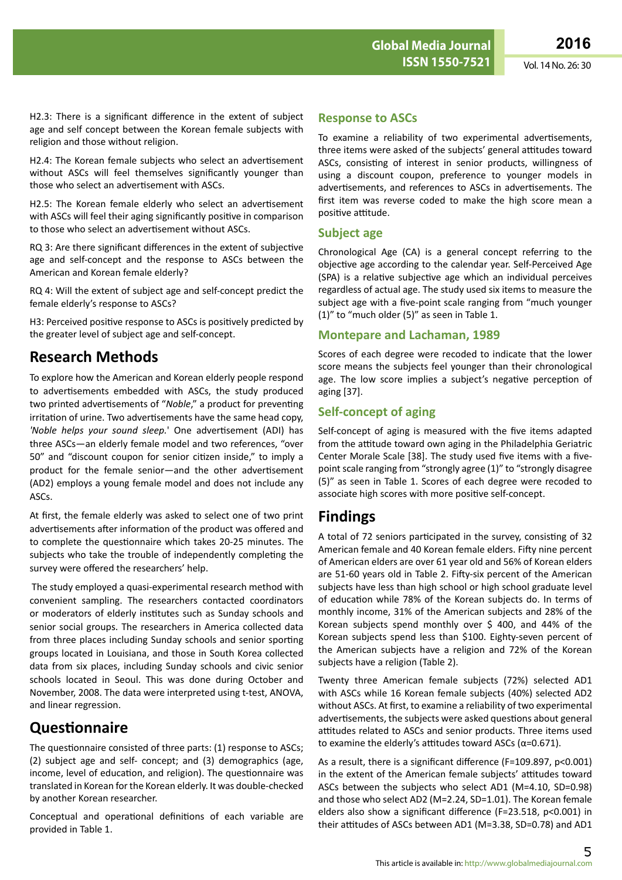H2.3: There is a significant difference in the extent of subject age and self concept between the Korean female subjects with religion and those without religion.

H2.4: The Korean female subjects who select an advertisement without ASCs will feel themselves significantly younger than those who select an advertisement with ASCs.

H2.5: The Korean female elderly who select an advertisement with ASCs will feel their aging significantly positive in comparison to those who select an advertisement without ASCs.

RQ 3: Are there significant differences in the extent of subjective age and self-concept and the response to ASCs between the American and Korean female elderly?

RQ 4: Will the extent of subject age and self-concept predict the female elderly's response to ASCs?

H3: Perceived positive response to ASCs is positively predicted by the greater level of subject age and self-concept.

## Research Methods

To explore how the American and Korean elderly people respond to advertisements embedded with ASCs, the study produced two printed advertisements of "*Noble*," a product for preventing irritation of urine. Two advertisements have the same head copy, '*Noble helps your sound sleep.*' One advertisement (ADI) has three ASCs—an elderly female model and two references, "over 50" and "discount coupon for senior citizen inside," to imply a product for the female senior—and the other advertisement (AD2) employs a young female model and does not include any ASCs.

At first, the female elderly was asked to select one of two print advertisements after information of the product was offered and to complete the questionnaire which takes 20-25 minutes. The subjects who take the trouble of independently completing the survey were offered the researchers' help.

The study employed a quasi-experimental research method with convenient sampling. The researchers contacted coordinators or moderators of elderly institutes such as Sunday schools and senior social groups. The researchers in America collected data from three places including Sunday schools and senior sporting groups located in Louisiana, and those in South Korea collected data from six places, including Sunday schools and civic senior schools located in Seoul. This was done during October and November, 2008. The data were interpreted using t-test, ANOVA, and linear regression.

## Questionnaire

The questionnaire consisted of three parts: (1) response to ASCs; (2) subject age and self- concept; and (3) demographics (age, income, level of education, and religion). The questionnaire was translated in Korean for the Korean elderly. It was double-checked by another Korean researcher.

Conceptual and operational definitions of each variable are provided in Table 1.

### Response to ASCs

To examine a reliability of two experimental advertisements, three items were asked of the subjects' general attitudes toward ASCs, consisting of interest in senior products, willingness of using a discount coupon, preference to younger models in advertisements, and references to ASCs in advertisements. The first item was reverse coded to make the high score mean a positive attitude.

### Subject age

Chronological Age (CA) is a general concept referring to the objective age according to the calendar year. Self-Perceived Age (SPA) is a relative subjective age which an individual perceives regardless of actual age. The study used six items to measure the subject age with a five-point scale ranging from "much younger (1)" to "much older (5)" as seen in Table 1.

### Montepare and Lachaman, 1989

Scores of each degree were recoded to indicate that the lower score means the subjects feel younger than their chronological age. The low score implies a subject's negative perception of aging [37].

### Self-concept of aging

Self-concept of aging is measured with the five items adapted from the attitude toward own aging in the Philadelphia Geriatric Center Morale Scale [38]. The study used five items with a five-point scale ranging from "strongly agree (1)" to "strongly disagree (5)" as seen in Table 1. Scores of each degree were recoded to associate high scores with more positive self-concept.

## Findings

A total of 72 seniors participated in the survey, consisting of 32 American female and 40 Korean female elders. Fifty nine percent of American elders are over 61 year old and 56% of Korean elders are 51-60 years old in Table 2. Fifty-six percent of the American subjects have less than high school or high school graduate level of education while 78% of the Korean subjects do. In terms of monthly income, 31% of the American subjects and 28% of the Korean subjects spend monthly over \$ 400, and 44% of the Korean subjects spend less than \$100. Eighty-seven percent of the American subjects have a religion and 72% of the Korean subjects have a religion (Table 2).

Twenty three American female subjects (72%) selected AD1 with ASCs while 16 Korean female subjects (40%) selected AD2 without ASCs. At first, to examine a reliability of two experimental advertisements, the subjects were asked questions about general attitudes related to ASCs and senior products. Three items used to examine the elderly's attitudes toward ASCs ($\alpha$=0.671).

As a result, there is a significant difference ($F$=109.897, $p$<0.001) in the extent of the American female subjects' attitudes toward ASCs between the subjects who select AD1 ($M$=4.10, $SD$=0.98) and those who select AD2 ($M$=2.24, $SD$=1.01). The Korean female elders also show a significant difference ($F$=23.518, $p$<0.001) in their attitudes of ASCs between AD1 ($M$=3.38, $SD$=0.78) and AD1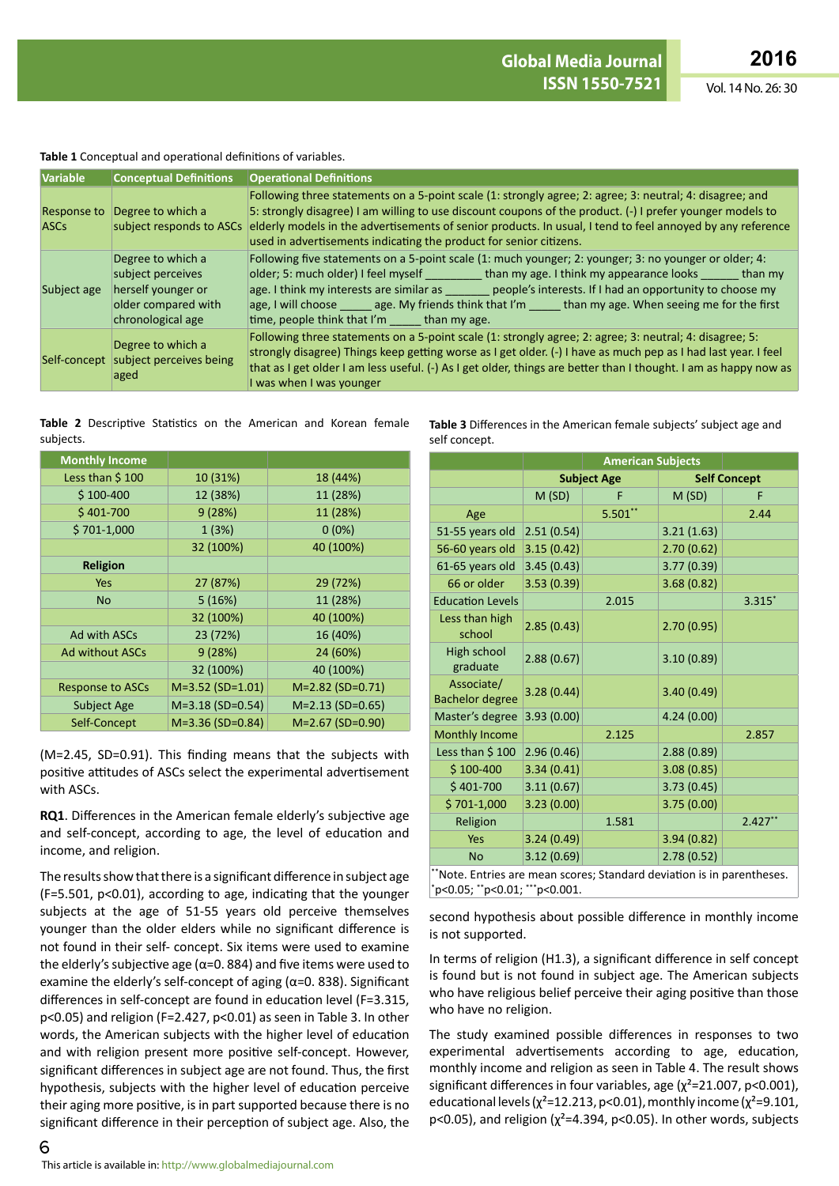**Table 1** Conceptual and operational definitions of variables.

| Variable | Conceptual Definitions | Operational Definitions |
|---|---|---|
| Response to ASCs | Degree to which a subject responds to ASCs | Following three statements on a 5-point scale (1: strongly agree; 2: agree; 3: neutral; 4: disagree; and 5: strongly disagree) I am willing to use discount coupons of the product. (-) I prefer younger models to elderly models in the advertisements of senior products. In usual, I tend to feel annoyed by any reference used in advertisements indicating the product for senior citizens. |
| Subject age | Degree to which a subject perceives herself younger or older compared with chronological age | Following five statements on a 5-point scale (1: much younger; 2: younger; 3: no younger or older; 4: older; 5: much older) I feel myself ________ than my age. I think my appearance looks ______ than my age. I think my interests are similar as _______ people's interests. If I had an opportunity to choose my age, I will choose _____ age. My friends think that I'm _____ than my age. When seeing me for the first time, people think that I'm _____ than my age. |
| Self-concept | Degree to which a subject perceives being aged | Following three statements on a 5-point scale (1: strongly agree; 2: agree; 3: neutral; 4: disagree; 5: strongly disagree) Things keep getting worse as I get older. (-) I have as much pep as I had last year. I feel that as I get older I am less useful. (-) As I get older, things are better than I thought. I am as happy now as I was when I was younger |

**Table 2** Descriptive Statistics on the American and Korean female subjects.

| Monthly Income | | |
|---|---|---|
| Less than $ 100 | 10 (31%) | 18 (44%) |
| $ 100-400 | 12 (38%) | 11 (28%) |
| $ 401-700 | 9 (28%) | 11 (28%) |
| $ 701-1,000 | 1 (3%) | 0 (0%) |
| | 32 (100%) | 40 (100%) |
| **Religion** | | |
| Yes | 27 (87%) | 29 (72%) |
| No | 5 (16%) | 11 (28%) |
| | 32 (100%) | 40 (100%) |
| Ad with ASCs | 23 (72%) | 16 (40%) |
| Ad without ASCs | 9 (28%) | 24 (60%) |
| | 32 (100%) | 40 (100%) |
| Response to ASCs | M=3.52 (SD=1.01) | M=2.82 (SD=0.71) |
| Subject Age | M=3.18 (SD=0.54) | M=2.13 (SD=0.65) |
| Self-Concept | M=3.36 (SD=0.84) | M=2.67 (SD=0.90) |

(M=2.45, SD=0.91). This finding means that the subjects with positive attitudes of ASCs select the experimental advertisement with ASCs.

**RQ1**. Differences in the American female elderly's subjective age and self-concept, according to age, the level of education and income, and religion.

The results show that there is a significant difference in subject age (F=5.501, p<0.01), according to age, indicating that the younger subjects at the age of 51-55 years old perceive themselves younger than the older elders while no significant difference is not found in their self- concept. Six items were used to examine the elderly's subjective age (α=0. 884) and five items were used to examine the elderly's self-concept of aging (α=0. 838). Significant differences in self-concept are found in education level (F=3.315, p<0.05) and religion (F=2.427, p<0.01) as seen in Table 3. In other words, the American subjects with the higher level of education and with religion present more positive self-concept. However, significant differences in subject age are not found. Thus, the first hypothesis, subjects with the higher level of education perceive their aging more positive, is in part supported because there is no significant difference in their perception of subject age. Also, the second hypothesis about possible difference in monthly income is not supported.

**Table 3** Differences in the American female subjects' subject age and self concept.

| | American Subjects | | | |
|---|---|---|---|---|
| | Subject Age | | Self Concept | |
| | M (SD) | F | M (SD) | F |
| Age | | 5.501** | | 2.44 |
| 51-55 years old | 2.51 (0.54) | | 3.21 (1.63) | |
| 56-60 years old | 3.15 (0.42) | | 2.70 (0.62) | |
| 61-65 years old | 3.45 (0.43) | | 3.77 (0.39) | |
| 66 or older | 3.53 (0.39) | | 3.68 (0.82) | |
| Education Levels | | 2.015 | | 3.315* |
| Less than high school | 2.85 (0.43) | | 2.70 (0.95) | |
| High school graduate | 2.88 (0.67) | | 3.10 (0.89) | |
| Associate/ Bachelor degree | 3.28 (0.44) | | 3.40 (0.49) | |
| Master's degree | 3.93 (0.00) | | 4.24 (0.00) | |
| Monthly Income | | 2.125 | | 2.857 |
| Less than $ 100 | 2.96 (0.46) | | 2.88 (0.89) | |
| $ 100-400 | 3.34 (0.41) | | 3.08 (0.85) | |
| $ 401-700 | 3.11 (0.67) | | 3.73 (0.45) | |
| $ 701-1,000 | 3.23 (0.00) | | 3.75 (0.00) | |
| Religion | | 1.581 | | 2.427** |
| Yes | 3.24 (0.49) | | 3.94 (0.82) | |
| No | 3.12 (0.69) | | 2.78 (0.52) | |

**Note. Entries are mean scores; Standard deviation is in parentheses. *p<0.05; **p<0.01; ***p<0.001.

In terms of religion (H1.3), a significant difference in self concept is found but is not found in subject age. The American subjects who have religious belief perceive their aging positive than those who have no religion.

The study examined possible differences in responses to two experimental advertisements according to age, education, monthly income and religion as seen in Table 4. The result shows significant differences in four variables, age ($\chi^2$=21.007, p<0.001), educational levels ($\chi^2$=12.213, p<0.01), monthly income ($\chi^2$=9.101, p<0.05), and religion ($\chi^2$=4.394, p<0.05). In other words, subjects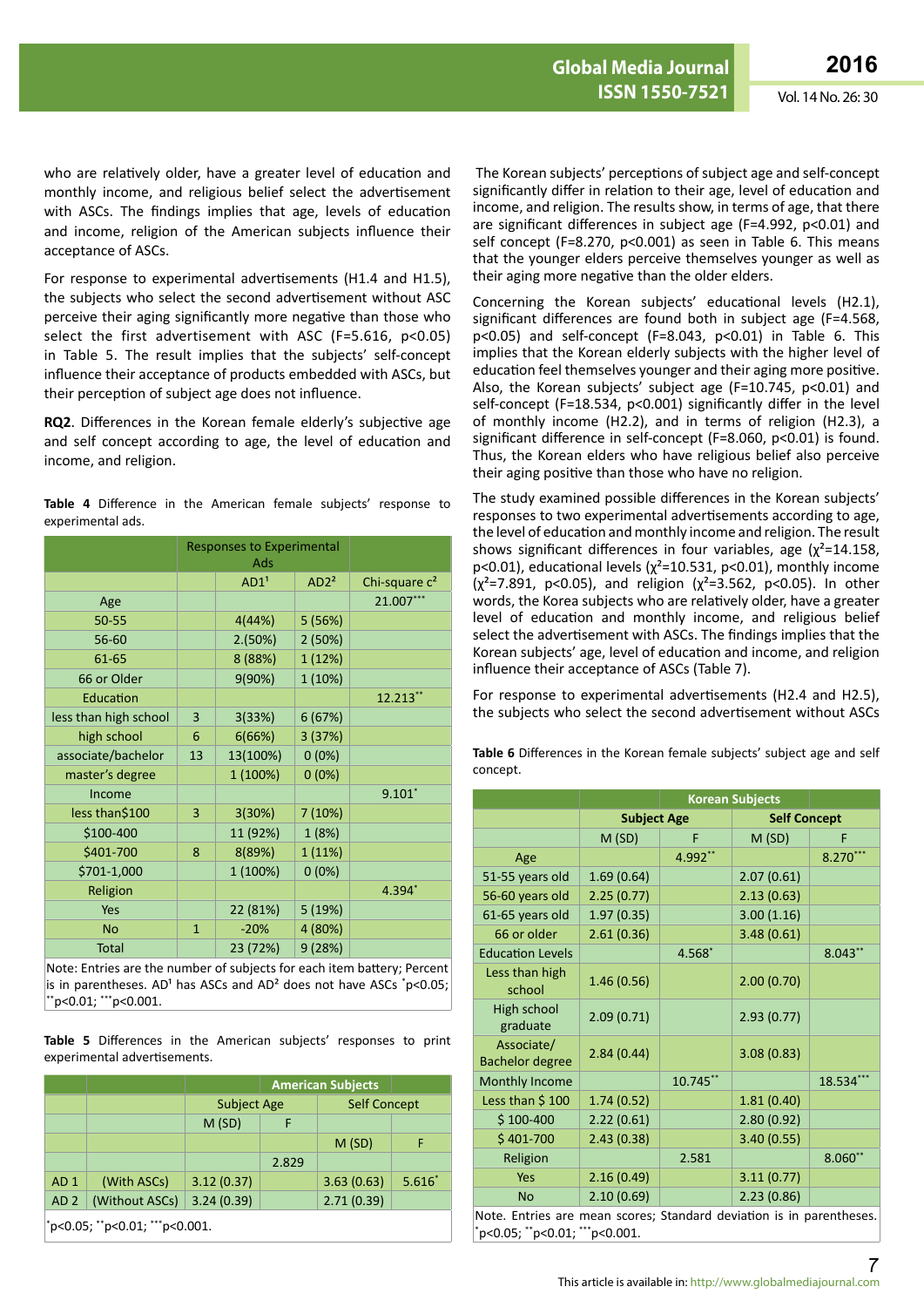who are relatively older, have a greater level of education and monthly income, and religious belief select the advertisement with ASCs. The findings implies that age, levels of education and income, religion of the American subjects influence their acceptance of ASCs.

For response to experimental advertisements (H1.4 and H1.5), the subjects who select the second advertisement without ASC perceive their aging significantly more negative than those who select the first advertisement with ASC ($F=5.616$, $p<0.05$) in Table 5. The result implies that the subjects' self-concept influence their acceptance of products embedded with ASCs, but their perception of subject age does not influence.

**RQ2**. Differences in the Korean female elderly's subjective age and self concept according to age, the level of education and income, and religion.

**Table 4** Difference in the American female subjects' response to experimental ads.

| | | Responses to Experimental Ads | | |
|---|---|---|---|---|
| | | AD1[1] | AD2[2] | Chi-square $c^2$ |
| Age | | | | $21.007^{***}$ |
| 50-55 | | 4(44%) | 5 (56%) | |
| 56-60 | | 2.(50%) | 2 (50%) | |
| 61-65 | | 8 (88%) | 1 (12%) | |
| 66 or Older | | 9(90%) | 1 (10%) | |
| Education | | | | $12.213^{**}$ |
| less than high school | 3 | 3(33%) | 6 (67%) | |
| high school | 6 | 6(66%) | 3 (37%) | |
| associate/bachelor | 13 | 13(100%) | 0 (0%) | |
| master's degree | | 1 (100%) | 0 (0%) | |
| Income | | | | $9.101^{*}$ |
| less than$100 | 3 | 3(30%) | 7 (10%) | |
| $100-400 | | 11 (92%) | 1 (8%) | |
| $401-700 | 8 | 8(89%) | 1 (11%) | |
| $701-1,000 | | 1 (100%) | 0 (0%) | |
| Religion | | | | $4.394^{*}$ |
| Yes | | 22 (81%) | 5 (19%) | |
| No | 1 | -20% | 4 (80%) | |
| Total | | 23 (72%) | 9 (28%) | |

Note: Entries are the number of subjects for each item battery; Percent is in parentheses. AD[1] has ASCs and AD[2] does not have ASCs $^{*}p<0.05$; $^{**}p<0.01$; $^{***}p<0.001$.

**Table 5** Differences in the American subjects' responses to print experimental advertisements.

| | | American Subjects | | | |
|---|---|---|---|---|---|
| | | Subject Age | | Self Concept | |
| | | M (SD) | F | | |
| | | | | M (SD) | F |
| | | | 2.829 | | |
| AD 1 | (With ASCs) | 3.12 (0.37) | | 3.63 (0.63) | $5.616^{*}$ |
| AD 2 | (Without ASCs) | 3.24 (0.39) | | 2.71 (0.39) | |

$^{*}p<0.05$; $^{**}p<0.01$; $^{***}p<0.001$.

The Korean subjects' perceptions of subject age and self-concept significantly differ in relation to their age, level of education and income, and religion. The results show, in terms of age, that there are significant differences in subject age ($F=4.992$, $p<0.01$) and self concept ($F=8.270$, $p<0.001$) as seen in Table 6. This means that the younger elders perceive themselves younger as well as their aging more negative than the older elders.

Concerning the Korean subjects' educational levels (H2.1), significant differences are found both in subject age ($F=4.568$, $p<0.05$) and self-concept ($F=8.043$, $p<0.01$) in Table 6. This implies that the Korean elderly subjects with the higher level of education feel themselves younger and their aging more positive. Also, the Korean subjects' subject age ($F=10.745$, $p<0.01$) and self-concept ($F=18.534$, $p<0.001$) significantly differ in the level of monthly income (H2.2), and in terms of religion (H2.3), a significant difference in self-concept ($F=8.060$, $p<0.01$) is found. Thus, the Korean elders who have religious belief also perceive their aging positive than those who have no religion.

The study examined possible differences in the Korean subjects' responses to two experimental advertisements according to age, the level of education and monthly income and religion. The result shows significant differences in four variables, age ($\chi^2=14.158$, $p<0.01$), educational levels ($\chi^2=10.531$, $p<0.01$), monthly income ($\chi^2=7.891$, $p<0.05$), and religion ($\chi^2=3.562$, $p<0.05$). In other words, the Korea subjects who are relatively older, have a greater level of education and monthly income, and religious belief select the advertisement with ASCs. The findings implies that the Korean subjects' age, level of education and income, and religion influence their acceptance of ASCs (Table 7).

For response to experimental advertisements (H2.4 and H2.5), the subjects who select the second advertisement without ASCs

**Table 6** Differences in the Korean female subjects' subject age and self concept.

| | Korean Subjects | | | |
|---|---|---|---|---|
| | Subject Age | | Self Concept | |
| | M (SD) | F | M (SD) | F |
| Age | | $4.992^{**}$ | | $8.270^{***}$ |
| 51-55 years old | 1.69 (0.64) | | 2.07 (0.61) | |
| 56-60 years old | 2.25 (0.77) | | 2.13 (0.63) | |
| 61-65 years old | 1.97 (0.35) | | 3.00 (1.16) | |
| 66 or older | 2.61 (0.36) | | 3.48 (0.61) | |
| Education Levels | | $4.568^{*}$ | | $8.043^{**}$ |
| Less than high school | 1.46 (0.56) | | 2.00 (0.70) | |
| High school graduate | 2.09 (0.71) | | 2.93 (0.77) | |
| Associate/ Bachelor degree | 2.84 (0.44) | | 3.08 (0.83) | |
| Monthly Income | | $10.745^{**}$ | | $18.534^{***}$ |
| Less than $ 100 | 1.74 (0.52) | | 1.81 (0.40) | |
| $ 100-400 | 2.22 (0.61) | | 2.80 (0.92) | |
| $ 401-700 | 2.43 (0.38) | | 3.40 (0.55) | |
| Religion | | 2.581 | | $8.060^{**}$ |
| Yes | 2.16 (0.49) | | 3.11 (0.77) | |
| No | 2.10 (0.69) | | 2.23 (0.86) | |

Note. Entries are mean scores; Standard deviation is in parentheses. $^{*}p<0.05$; $^{**}p<0.01$; $^{***}p<0.001$.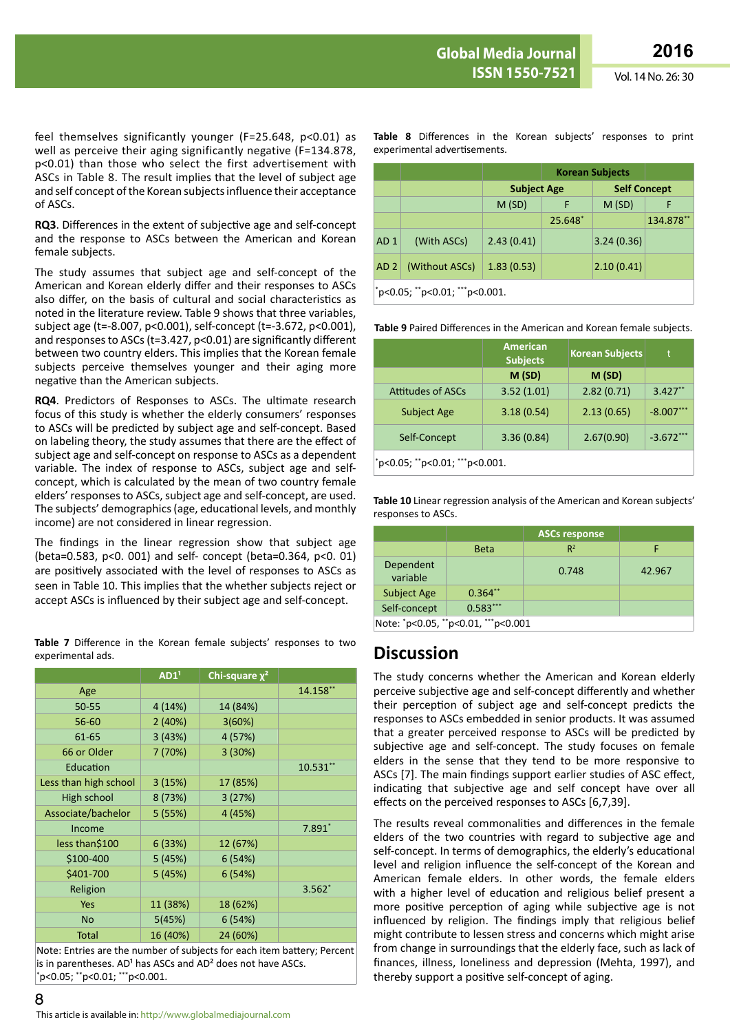feel themselves significantly younger (F=25.648, p<0.01) as well as perceive their aging significantly negative (F=134.878, p<0.01) than those who select the first advertisement with ASCs in Table 8. The result implies that the level of subject age and self concept of the Korean subjects influence their acceptance of ASCs.

**RQ3**. Differences in the extent of subjective age and self-concept and the response to ASCs between the American and Korean female subjects.

The study assumes that subject age and self-concept of the American and Korean elderly differ and their responses to ASCs also differ, on the basis of cultural and social characteristics as noted in the literature review. Table 9 shows that three variables, subject age (t=-8.007, p<0.001), self-concept (t=-3.672, p<0.001), and responses to ASCs (t=3.427, p<0.01) are significantly different between two country elders. This implies that the Korean female subjects perceive themselves younger and their aging more negative than the American subjects.

**RQ4**. Predictors of Responses to ASCs. The ultimate research focus of this study is whether the elderly consumers' responses to ASCs will be predicted by subject age and self-concept. Based on labeling theory, the study assumes that there are the effect of subject age and self-concept on response to ASCs as a dependent variable. The index of response to ASCs, subject age and self-concept, which is calculated by the mean of two country female elders' responses to ASCs, subject age and self-concept, are used. The subjects' demographics (age, educational levels, and monthly income) are not considered in linear regression.

The findings in the linear regression show that subject age (beta=0.583, p<0. 001) and self- concept (beta=0.364, p<0. 01) are positively associated with the level of responses to ASCs as seen in Table 10. This implies that the whether subjects reject or accept ASCs is influenced by their subject age and self-concept.

**Table 7** Difference in the Korean female subjects' responses to two experimental ads.

| | AD1[1] | Chi-square $\chi^2$ | |
|---|---|---|---|
| Age | | | 14.158** |
| 50-55 | 4 (14%) | 14 (84%) | |
| 56-60 | 2 (40%) | 3(60%) | |
| 61-65 | 3 (43%) | 4 (57%) | |
| 66 or Older | 7 (70%) | 3 (30%) | |
| Education | | | 10.531** |
| Less than high school | 3 (15%) | 17 (85%) | |
| High school | 8 (73%) | 3 (27%) | |
| Associate/bachelor | 5 (55%) | 4 (45%) | |
| Income | | | 7.891* |
| less than$100 | 6 (33%) | 12 (67%) | |
| $100-400 | 5 (45%) | 6 (54%) | |
| $401-700 | 5 (45%) | 6 (54%) | |
| Religion | | | 3.562* |
| Yes | 11 (38%) | 18 (62%) | |
| No | 5(45%) | 6 (54%) | |
| Total | 16 (40%) | 24 (60%) | |

Note: Entries are the number of subjects for each item battery; Percent is in parentheses. AD[1] has ASCs and AD[2] does not have ASCs.
*p<0.05; **p<0.01; ***p<0.001.

**Table 8** Differences in the Korean subjects' responses to print experimental advertisements.

| | | Korean Subjects | | | |
|---|---|---|---|---|---|
| | | Subject Age | | Self Concept | |
| | | M (SD) | F | M (SD) | F |
| | | | 25.648* | | 134.878** |
| AD 1 | (With ASCs) | 2.43 (0.41) | | 3.24 (0.36) | |
| AD 2 | (Without ASCs) | 1.83 (0.53) | | 2.10 (0.41) | |

*p<0.05; **p<0.01; ***p<0.001.

**Table 9** Paired Differences in the American and Korean female subjects.

| | American Subjects | Korean Subjects | t |
|---|---|---|---|
| | M (SD) | M (SD) | |
| Attitudes of ASCs | 3.52 (1.01) | 2.82 (0.71) | 3.427** |
| Subject Age | 3.18 (0.54) | 2.13 (0.65) | -8.007*** |
| Self-Concept | 3.36 (0.84) | 2.67(0.90) | -3.672*** |

*p<0.05; **p<0.01; ***p<0.001.

**Table 10** Linear regression analysis of the American and Korean subjects' responses to ASCs.

| | | ASCs response | |
|---|---|---|---|
| | Beta | $R^2$ | F |
| Dependent variable | | 0.748 | 42.967 |
| Subject Age | 0.364** | | |
| Self-concept | 0.583*** | | |

Note: *p<0.05, **p<0.01, ***p<0.001

## Discussion

The study concerns whether the American and Korean elderly perceive subjective age and self-concept differently and whether their perception of subject age and self-concept predicts the responses to ASCs embedded in senior products. It was assumed that a greater perceived response to ASCs will be predicted by subjective age and self-concept. The study focuses on female elders in the sense that they tend to be more responsive to ASCs [7]. The main findings support earlier studies of ASC effect, indicating that subjective age and self concept have over all effects on the perceived responses to ASCs [6,7,39].

The results reveal commonalities and differences in the female elders of the two countries with regard to subjective age and self-concept. In terms of demographics, the elderly's educational level and religion influence the self-concept of the Korean and American female elders. In other words, the female elders with a higher level of education and religious belief present a more positive perception of aging while subjective age is not influenced by religion. The findings imply that religious belief might contribute to lessen stress and concerns which might arise from change in surroundings that the elderly face, such as lack of finances, illness, loneliness and depression (Mehta, 1997), and thereby support a positive self-concept of aging.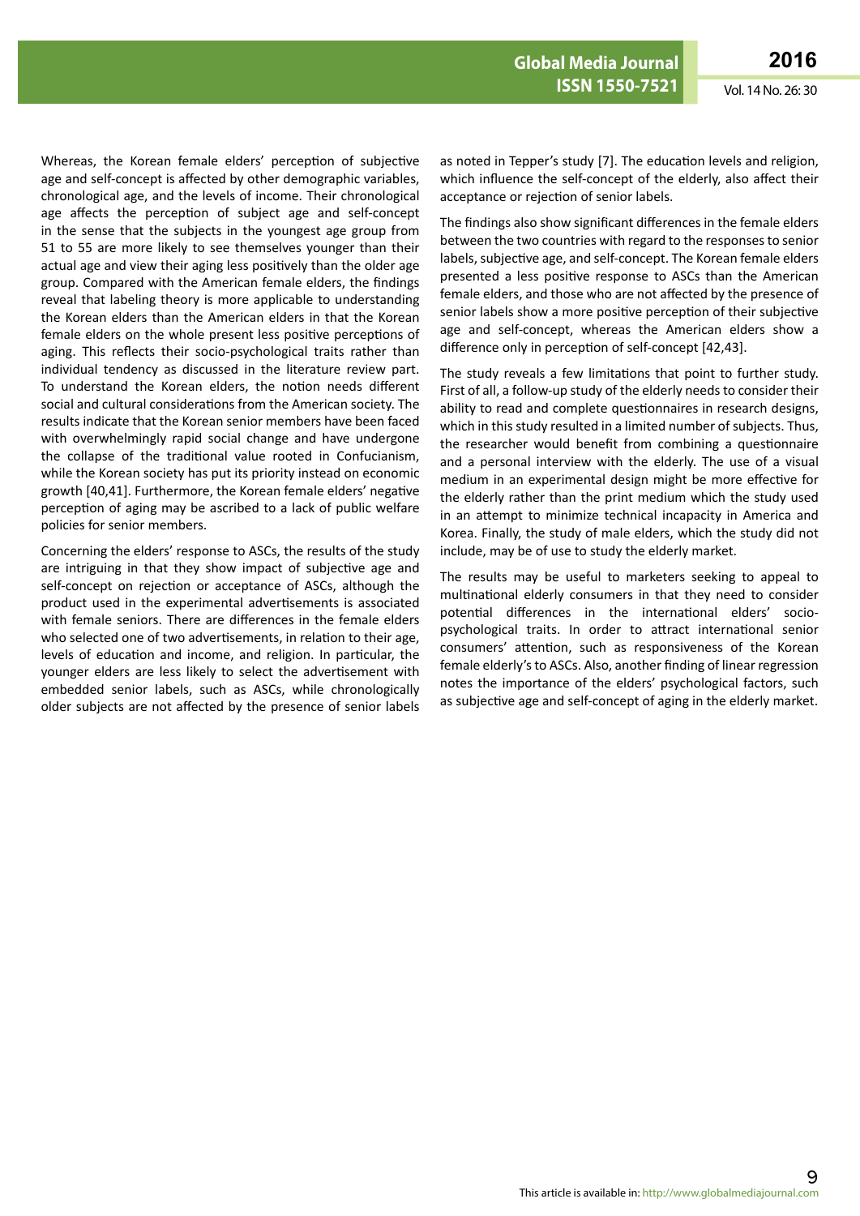Whereas, the Korean female elders' perception of subjective age and self-concept is affected by other demographic variables, chronological age, and the levels of income. Their chronological age affects the perception of subject age and self-concept in the sense that the subjects in the youngest age group from 51 to 55 are more likely to see themselves younger than their actual age and view their aging less positively than the older age group. Compared with the American female elders, the findings reveal that labeling theory is more applicable to understanding the Korean elders than the American elders in that the Korean female elders on the whole present less positive perceptions of aging. This reflects their socio-psychological traits rather than individual tendency as discussed in the literature review part. To understand the Korean elders, the notion needs different social and cultural considerations from the American society. The results indicate that the Korean senior members have been faced with overwhelmingly rapid social change and have undergone the collapse of the traditional value rooted in Confucianism, while the Korean society has put its priority instead on economic growth [40,41]. Furthermore, the Korean female elders' negative perception of aging may be ascribed to a lack of public welfare policies for senior members.

Concerning the elders' response to ASCs, the results of the study are intriguing in that they show impact of subjective age and self-concept on rejection or acceptance of ASCs, although the product used in the experimental advertisements is associated with female seniors. There are differences in the female elders who selected one of two advertisements, in relation to their age, levels of education and income, and religion. In particular, the younger elders are less likely to select the advertisement with embedded senior labels, such as ASCs, while chronologically older subjects are not affected by the presence of senior labels as noted in Tepper's study [7]. The education levels and religion, which influence the self-concept of the elderly, also affect their acceptance or rejection of senior labels.

The findings also show significant differences in the female elders between the two countries with regard to the responses to senior labels, subjective age, and self-concept. The Korean female elders presented a less positive response to ASCs than the American female elders, and those who are not affected by the presence of senior labels show a more positive perception of their subjective age and self-concept, whereas the American elders show a difference only in perception of self-concept [42,43].

The study reveals a few limitations that point to further study. First of all, a follow-up study of the elderly needs to consider their ability to read and complete questionnaires in research designs, which in this study resulted in a limited number of subjects. Thus, the researcher would benefit from combining a questionnaire and a personal interview with the elderly. The use of a visual medium in an experimental design might be more effective for the elderly rather than the print medium which the study used in an attempt to minimize technical incapacity in America and Korea. Finally, the study of male elders, which the study did not include, may be of use to study the elderly market.

The results may be useful to marketers seeking to appeal to multinational elderly consumers in that they need to consider potential differences in the international elders' socio-psychological traits. In order to attract international senior consumers' attention, such as responsiveness of the Korean female elderly's to ASCs. Also, another finding of linear regression notes the importance of the elders' psychological factors, such as subjective age and self-concept of aging in the elderly market.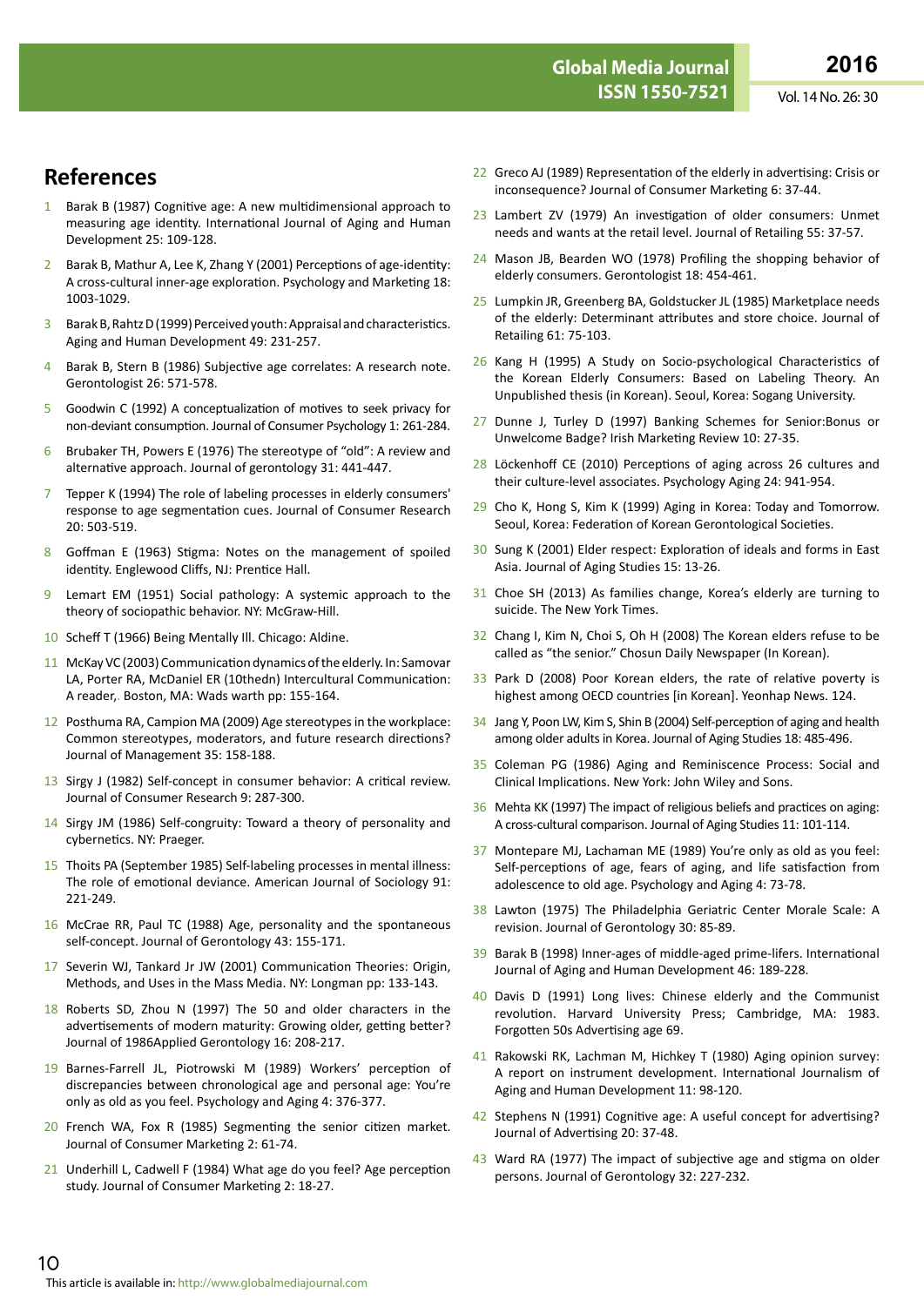## References

1. Barak B (1987) Cognitive age: A new multidimensional approach to measuring age identity. International Journal of Aging and Human Development 25: 109-128.
2. Barak B, Mathur A, Lee K, Zhang Y (2001) Perceptions of age-identity: A cross-cultural inner-age exploration. Psychology and Marketing 18: 1003-1029.
3. Barak B, Rahtz D (1999) Perceived youth: Appraisal and characteristics. Aging and Human Development 49: 231-257.
4. Barak B, Stern B (1986) Subjective age correlates: A research note. Gerontologist 26: 571-578.
5. Goodwin C (1992) A conceptualization of motives to seek privacy for non-deviant consumption. Journal of Consumer Psychology 1: 261-284.
6. Brubaker TH, Powers E (1976) The stereotype of "old": A review and alternative approach. Journal of gerontology 31: 441-447.
7. Tepper K (1994) The role of labeling processes in elderly consumers' response to age segmentation cues. Journal of Consumer Research 20: 503-519.
8. Goffman E (1963) Stigma: Notes on the management of spoiled identity. Englewood Cliffs, NJ: Prentice Hall.
9. Lemart EM (1951) Social pathology: A systemic approach to the theory of sociopathic behavior. NY: McGraw-Hill.
10. Scheff T (1966) Being Mentally Ill. Chicago: Aldine.
11. McKay VC (2003) Communication dynamics of the elderly. In: Samovar LA, Porter RA, McDaniel ER (10thedn) Intercultural Communication: A reader,. Boston, MA: Wads warth pp: 155-164.
12. Posthuma RA, Campion MA (2009) Age stereotypes in the workplace: Common stereotypes, moderators, and future research directions? Journal of Management 35: 158-188.
13. Sirgy J (1982) Self-concept in consumer behavior: A critical review. Journal of Consumer Research 9: 287-300.
14. Sirgy JM (1986) Self-congruity: Toward a theory of personality and cybernetics. NY: Praeger.
15. Thoits PA (September 1985) Self-labeling processes in mental illness: The role of emotional deviance. American Journal of Sociology 91: 221-249.
16. McCrae RR, Paul TC (1988) Age, personality and the spontaneous self-concept. Journal of Gerontology 43: 155-171.
17. Severin WJ, Tankard Jr JW (2001) Communication Theories: Origin, Methods, and Uses in the Mass Media. NY: Longman pp: 133-143.
18. Roberts SD, Zhou N (1997) The 50 and older characters in the advertisements of modern maturity: Growing older, getting better? Journal of 1986Applied Gerontology 16: 208-217.
19. Barnes-Farrell JL, Piotrowski M (1989) Workers' perception of discrepancies between chronological age and personal age: You're only as old as you feel. Psychology and Aging 4: 376-377.
20. French WA, Fox R (1985) Segmenting the senior citizen market. Journal of Consumer Marketing 2: 61-74.
21. Underhill L, Cadwell F (1984) What age do you feel? Age perception study. Journal of Consumer Marketing 2: 18-27.
22. Greco AJ (1989) Representation of the elderly in advertising: Crisis or inconsequence? Journal of Consumer Marketing 6: 37-44.
23. Lambert ZV (1979) An investigation of older consumers: Unmet needs and wants at the retail level. Journal of Retailing 55: 37-57.
24. Mason JB, Bearden WO (1978) Profiling the shopping behavior of elderly consumers. Gerontologist 18: 454-461.
25. Lumpkin JR, Greenberg BA, Goldstucker JL (1985) Marketplace needs of the elderly: Determinant attributes and store choice. Journal of Retailing 61: 75-103.
26. Kang H (1995) A Study on Socio-psychological Characteristics of the Korean Elderly Consumers: Based on Labeling Theory. An Unpublished thesis (in Korean). Seoul, Korea: Sogang University.
27. Dunne J, Turley D (1997) Banking Schemes for Senior:Bonus or Unwelcome Badge? Irish Marketing Review 10: 27-35.
28. Löckenhoff CE (2010) Perceptions of aging across 26 cultures and their culture-level associates. Psychology Aging 24: 941-954.
29. Cho K, Hong S, Kim K (1999) Aging in Korea: Today and Tomorrow. Seoul, Korea: Federation of Korean Gerontological Societies.
30. Sung K (2001) Elder respect: Exploration of ideals and forms in East Asia. Journal of Aging Studies 15: 13-26.
31. Choe SH (2013) As families change, Korea's elderly are turning to suicide. The New York Times.
32. Chang I, Kim N, Choi S, Oh H (2008) The Korean elders refuse to be called as "the senior." Chosun Daily Newspaper (In Korean).
33. Park D (2008) Poor Korean elders, the rate of relative poverty is highest among OECD countries [in Korean]. Yeonhap News. 124.
34. Jang Y, Poon LW, Kim S, Shin B (2004) Self-perception of aging and health among older adults in Korea. Journal of Aging Studies 18: 485-496.
35. Coleman PG (1986) Aging and Reminiscence Process: Social and Clinical Implications. New York: John Wiley and Sons.
36. Mehta KK (1997) The impact of religious beliefs and practices on aging: A cross-cultural comparison. Journal of Aging Studies 11: 101-114.
37. Montepare MJ, Lachaman ME (1989) You're only as old as you feel: Self-perceptions of age, fears of aging, and life satisfaction from adolescence to old age. Psychology and Aging 4: 73-78.
38. Lawton (1975) The Philadelphia Geriatric Center Morale Scale: A revision. Journal of Gerontology 30: 85-89.
39. Barak B (1998) Inner-ages of middle-aged prime-lifers. International Journal of Aging and Human Development 46: 189-228.
40. Davis D (1991) Long lives: Chinese elderly and the Communist revolution. Harvard University Press; Cambridge, MA: 1983. Forgotten 50s Advertising age 69.
41. Rakowski RK, Lachman M, Hichkey T (1980) Aging opinion survey: A report on instrument development. International Journalism of Aging and Human Development 11: 98-120.
42. Stephens N (1991) Cognitive age: A useful concept for advertising? Journal of Advertising 20: 37-48.
43. Ward RA (1977) The impact of subjective age and stigma on older persons. Journal of Gerontology 32: 227-232.